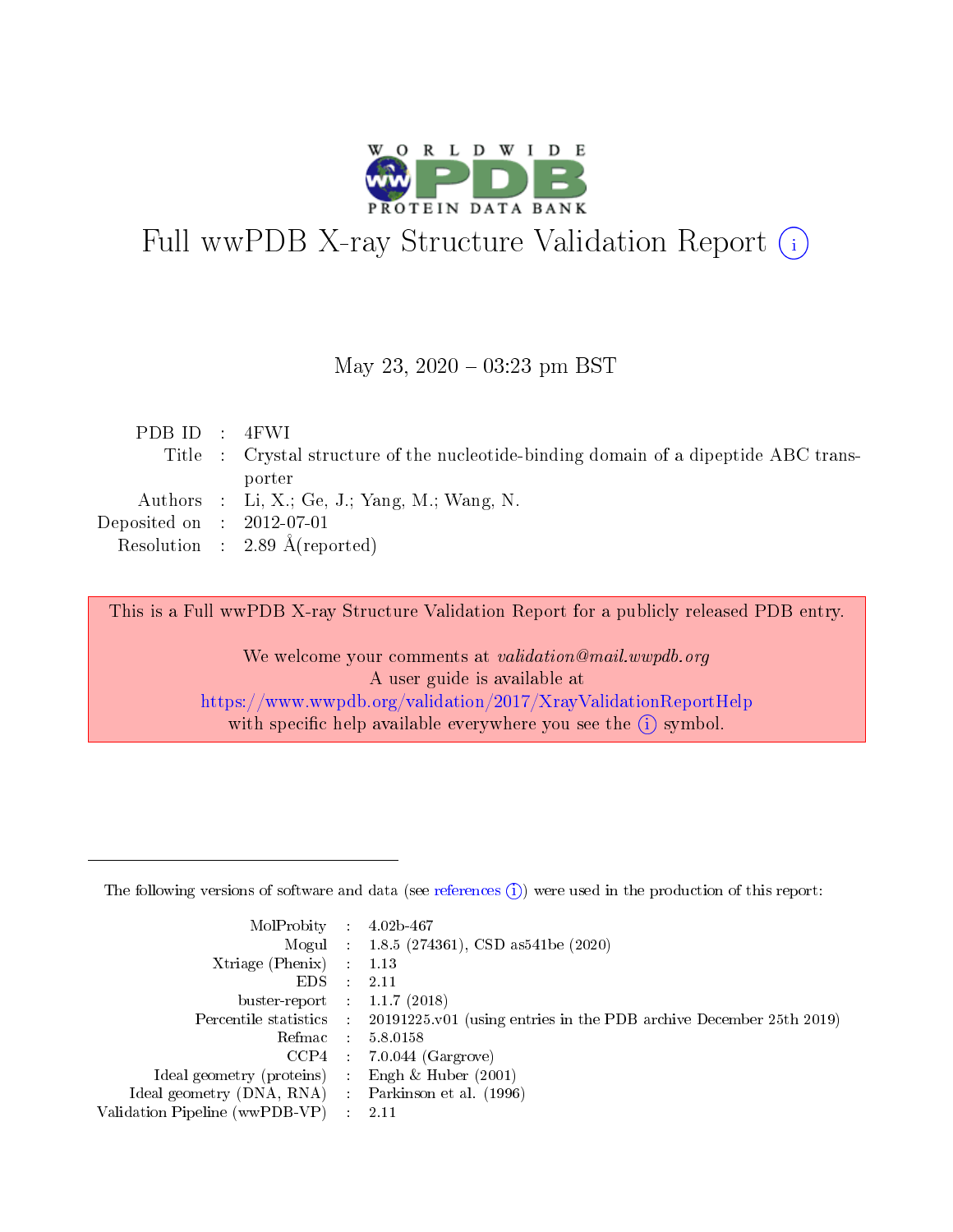# Full wwPDB X-ray Structure Validation Report (i)

May 23, 2020 – 03:23 pm BST

| | | |
|---|---|---|
| PDB ID | : | 4FWI |
| Title | : | Crystal structure of the nucleotide-binding domain of a dipeptide ABC transporter |
| Authors | : | Li, X.; Ge, J.; Yang, M.; Wang, N. |
| Deposited on | : | 2012-07-01 |
| Resolution | : | 2.89 Å(reported) |

This is a Full wwPDB X-ray Structure Validation Report for a publicly released PDB entry.

We welcome your comments at *validation@mail.wwpdb.org*
A user guide is available at
https://www.wwpdb.org/validation/2017/XrayValidationReportHelp
with specific help available everywhere you see the (i) symbol.

---

The following versions of software and data (see references (i)) were used in the production of this report:

| | | |
|---|---|---|
| MolProbity | : | 4.02b-467 |
| Mogul | : | 1.8.5 (274361), CSD as541be (2020) |
| Xtriage (Phenix) | : | 1.13 |
| EDS | : | 2.11 |
| buster-report | : | 1.1.7 (2018) |
| Percentile statistics | : | 20191225.v01 (using entries in the PDB archive December 25th 2019) |
| Refmac | : | 5.8.0158 |
| CCP4 | : | 7.0.044 (Gargrove) |
| Ideal geometry (proteins) | : | Engh & Huber (2001) |
| Ideal geometry (DNA, RNA) | : | Parkinson et al. (1996) |
| Validation Pipeline (wwPDB-VP) | : | 2.11 |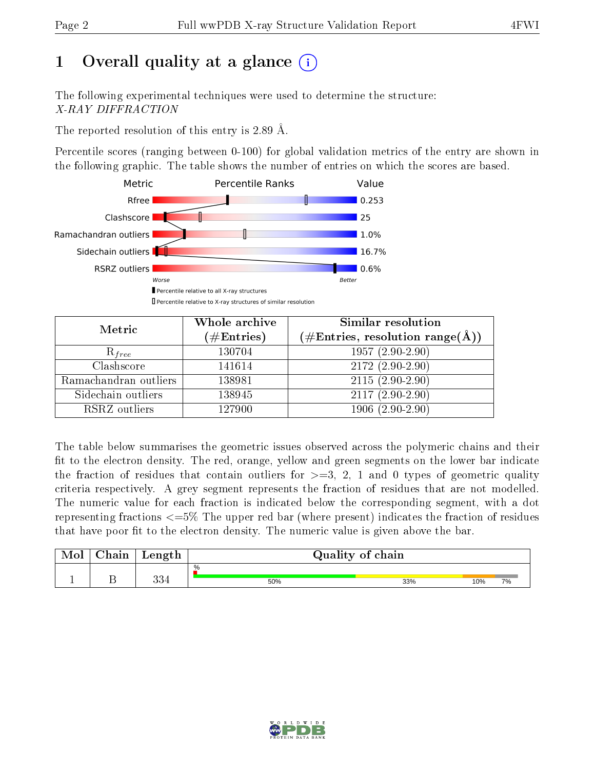# 1 Overall quality at a glance (i)

The following experimental techniques were used to determine the structure:
*X-RAY DIFFRACTION*

The reported resolution of this entry is 2.89 Å.

Percentile scores (ranging between 0-100) for global validation metrics of the entry are shown in the following graphic. The table shows the number of entries on which the scores are based.

| Metric | Value |
|---|---|
| Rfree | 0.253 |
| Clashscore | 25 |
| Ramachandran outliers | 1.0% |
| Sidechain outliers | 16.7% |
| RSRZ outliers | 0.6% |

Worse — Better

▮ Percentile relative to all X-ray structures
▯ Percentile relative to X-ray structures of similar resolution

| Metric | Whole archive (#Entries) | Similar resolution (#Entries, resolution range(Å)) |
|---|---|---|
| $R_{free}$ | 130704 | 1957 (2.90-2.90) |
| Clashscore | 141614 | 2172 (2.90-2.90) |
| Ramachandran outliers | 138981 | 2115 (2.90-2.90) |
| Sidechain outliers | 138945 | 2117 (2.90-2.90) |
| RSRZ outliers | 127900 | 1906 (2.90-2.90) |

The table below summarises the geometric issues observed across the polymeric chains and their fit to the electron density. The red, orange, yellow and green segments on the lower bar indicate the fraction of residues that contain outliers for >=3, 2, 1 and 0 types of geometric quality criteria respectively. A grey segment represents the fraction of residues that are not modelled. The numeric value for each fraction is indicated below the corresponding segment, with a dot representing fractions <=5% The upper red bar (where present) indicates the fraction of residues that have poor fit to the electron density. The numeric value is given above the bar.

| Mol | Chain | Length | Quality of chain |
|---|---|---|---|
| 1 | B | 334 | 50% · 33% · 10% · 7% |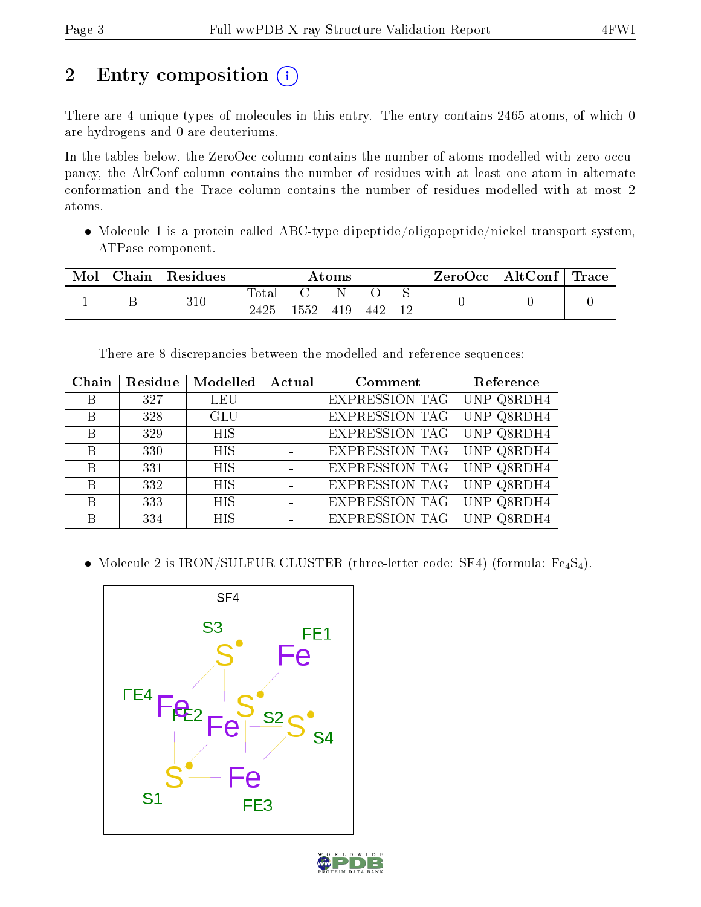# 2 Entry composition

There are 4 unique types of molecules in this entry. The entry contains 2465 atoms, of which 0 are hydrogens and 0 are deuteriums.

In the tables below, the ZeroOcc column contains the number of atoms modelled with zero occupancy, the AltConf column contains the number of residues with at least one atom in alternate conformation and the Trace column contains the number of residues modelled with at most 2 atoms.

- Molecule 1 is a protein called ABC-type dipeptide/oligopeptide/nickel transport system, ATPase component.

| Mol | Chain | Residues | Atoms | | | | | ZeroOcc | AltConf | Trace |
|---|---|---|---|---|---|---|---|---|---|---|
| 1 | B | 310 | Total | C | N | O | S | 0 | 0 | 0 |
| | | | 2425 | 1552 | 419 | 442 | 12 | | | |

There are 8 discrepancies between the modelled and reference sequences:

| Chain | Residue | Modelled | Actual | Comment | Reference |
|---|---|---|---|---|---|
| B | 327 | LEU | - | EXPRESSION TAG | UNP Q8RDH4 |
| B | 328 | GLU | - | EXPRESSION TAG | UNP Q8RDH4 |
| B | 329 | HIS | - | EXPRESSION TAG | UNP Q8RDH4 |
| B | 330 | HIS | - | EXPRESSION TAG | UNP Q8RDH4 |
| B | 331 | HIS | - | EXPRESSION TAG | UNP Q8RDH4 |
| B | 332 | HIS | - | EXPRESSION TAG | UNP Q8RDH4 |
| B | 333 | HIS | - | EXPRESSION TAG | UNP Q8RDH4 |
| B | 334 | HIS | - | EXPRESSION TAG | UNP Q8RDH4 |

- Molecule 2 is IRON/SULFUR CLUSTER (three-letter code: SF4) (formula: $Fe_4S_4$).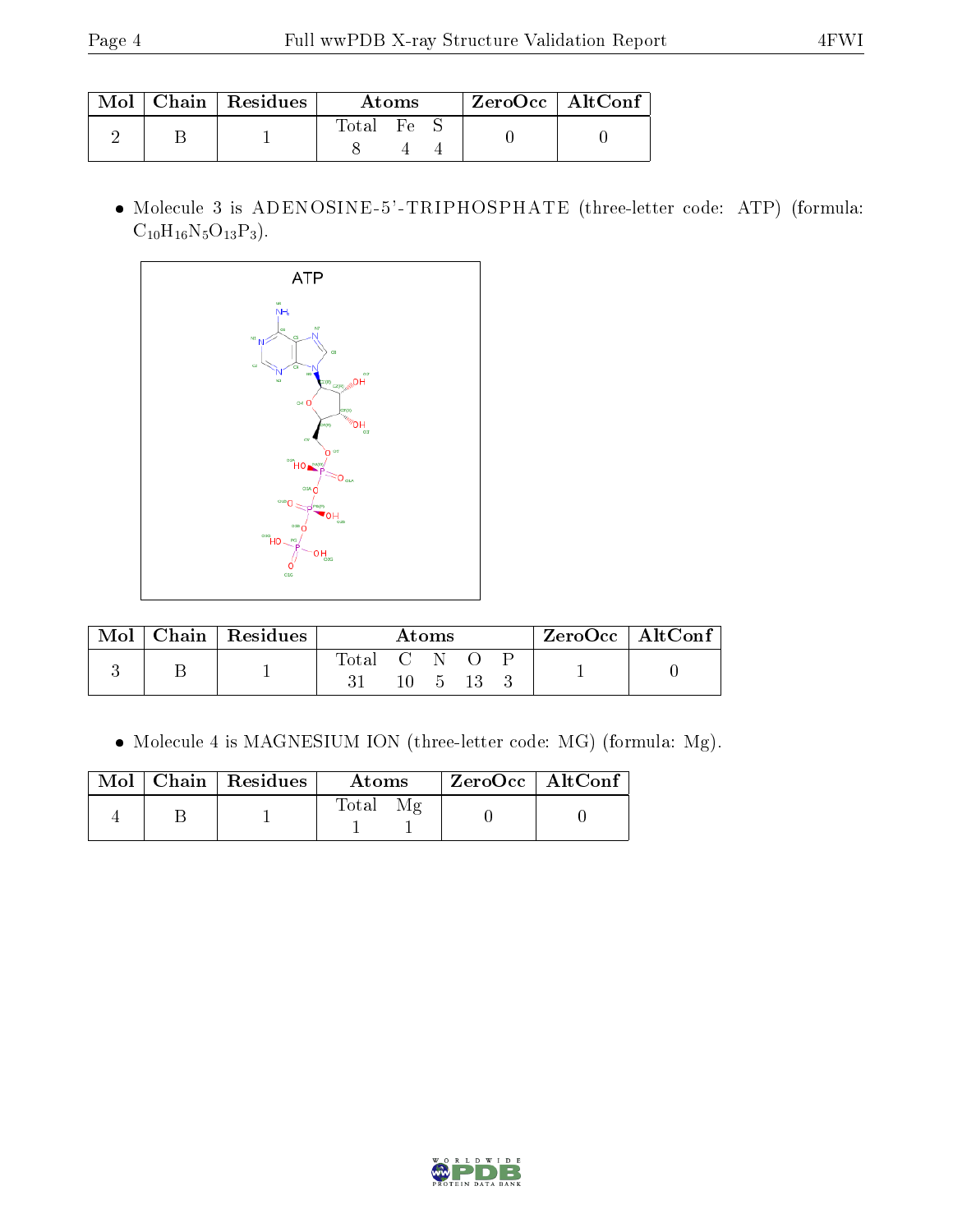| Mol | Chain | Residues | Atoms | | | ZeroOcc | AltConf |
|---|---|---|---|---|---|---|---|
| | | | Total | Fe | S | | |
| 2 | B | 1 | 8 | 4 | 4 | 0 | 0 |

- Molecule 3 is ADENOSINE-5'-TRIPHOSPHATE (three-letter code: ATP) (formula: $C_{10}H_{16}N_5O_{13}P_3$).

| Mol | Chain | Residues | Atoms | | | | | ZeroOcc | AltConf |
|---|---|---|---|---|---|---|---|---|---|
| | | | Total | C | N | O | P | | |
| 3 | B | 1 | 31 | 10 | 5 | 13 | 3 | 1 | 0 |

- Molecule 4 is MAGNESIUM ION (three-letter code: MG) (formula: Mg).

| Mol | Chain | Residues | Atoms | | ZeroOcc | AltConf |
|---|---|---|---|---|---|---|
| | | | Total | Mg | | |
| 4 | B | 1 | 1 | 1 | 0 | 0 |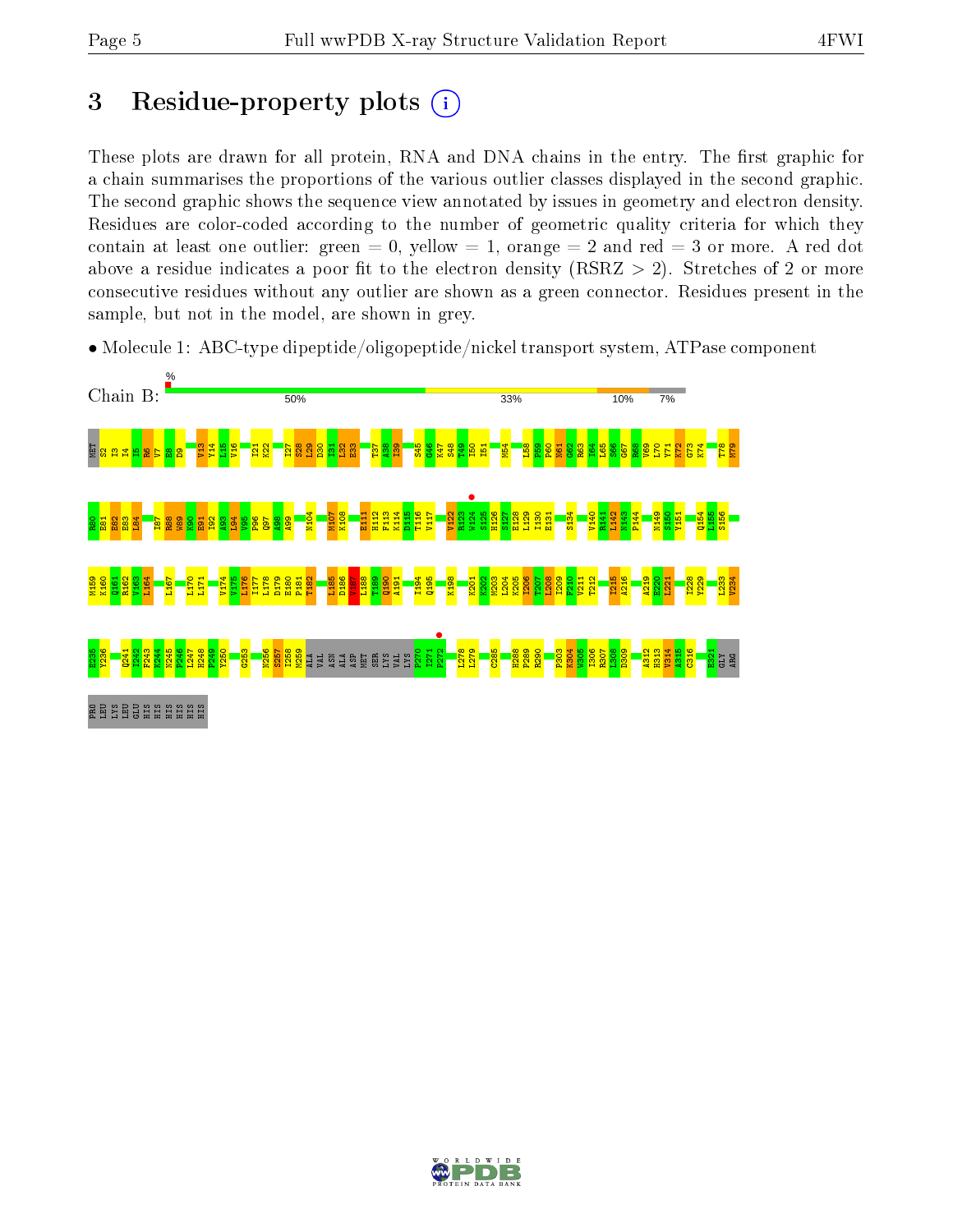# 3 Residue-property plots

These plots are drawn for all protein, RNA and DNA chains in the entry. The first graphic for a chain summarises the proportions of the various outlier classes displayed in the second graphic. The second graphic shows the sequence view annotated by issues in geometry and electron density. Residues are color-coded according to the number of geometric quality criteria for which they contain at least one outlier: green = 0, yellow = 1, orange = 2 and red = 3 or more. A red dot above a residue indicates a poor fit to the electron density (RSRZ > 2). Stretches of 2 or more consecutive residues without any outlier are shown as a green connector. Residues present in the sample, but not in the model, are shown in grey.

- Molecule 1: ABC-type dipeptide/oligopeptide/nickel transport system, ATPase component

Chain B: 50% | 33% | 10% | 7%

MET S2 I3 I4 I5 R6 V7 E8 D9 V13 Y14 L15 V16 I21 K22 I27 S28 L29 D30 I31 L32 E33 T37 A38 I39 S45 G46 K47 S48 T49 I50 I51 M54 L58 P59 P60 N61 G62 R63 I64 L65 S66 G67 N68 V69 L70 V71 K72 G73 K74 T78 M79 R80 E81 H82 E83 L84 I87 R88 W89 K90 E91 I92 A93 L94 V95 P96 Q97 A98 A99 N104 M107 K108 E111 H112 F113 K114 D115 T116 V117 V122 R123 W124 S125 H126 S127 E128 L129 I130 E131 S134 V140 R141 L142 N143 P144 N149 S150 Y151 Q154 L155 S156 M159 K160 Q161 R162 V163 L164 L167 L170 L171 V174 V175 L176 I177 L178 D179 E180 P181 T182 L185 D186 V187 L188 T189 Q190 A191 I194 Q195 K198 K201 K202 M203 L204 K205 E206 T207 L208 I209 F210 V211 T212 I215 A216 A219 E220 L221 T228 Y229 L233 V234 E235 Y236 Q241 I242 F243 K244 N245 P246 L247 H248 P249 Y250 G253 N256 S257 I258 M259 ALA VAL ASN ALA ASP MET SER LYS VAL LYS P270 I271 P272 I278 L279 C285 H288 P289 R290 P303 K304 W305 I306 R307 L308 D309 A312 H313 V314 K315 C316 E321 GLY ARG PRO LEU LYS LEU GLU HIS HIS HIS HIS HIS HIS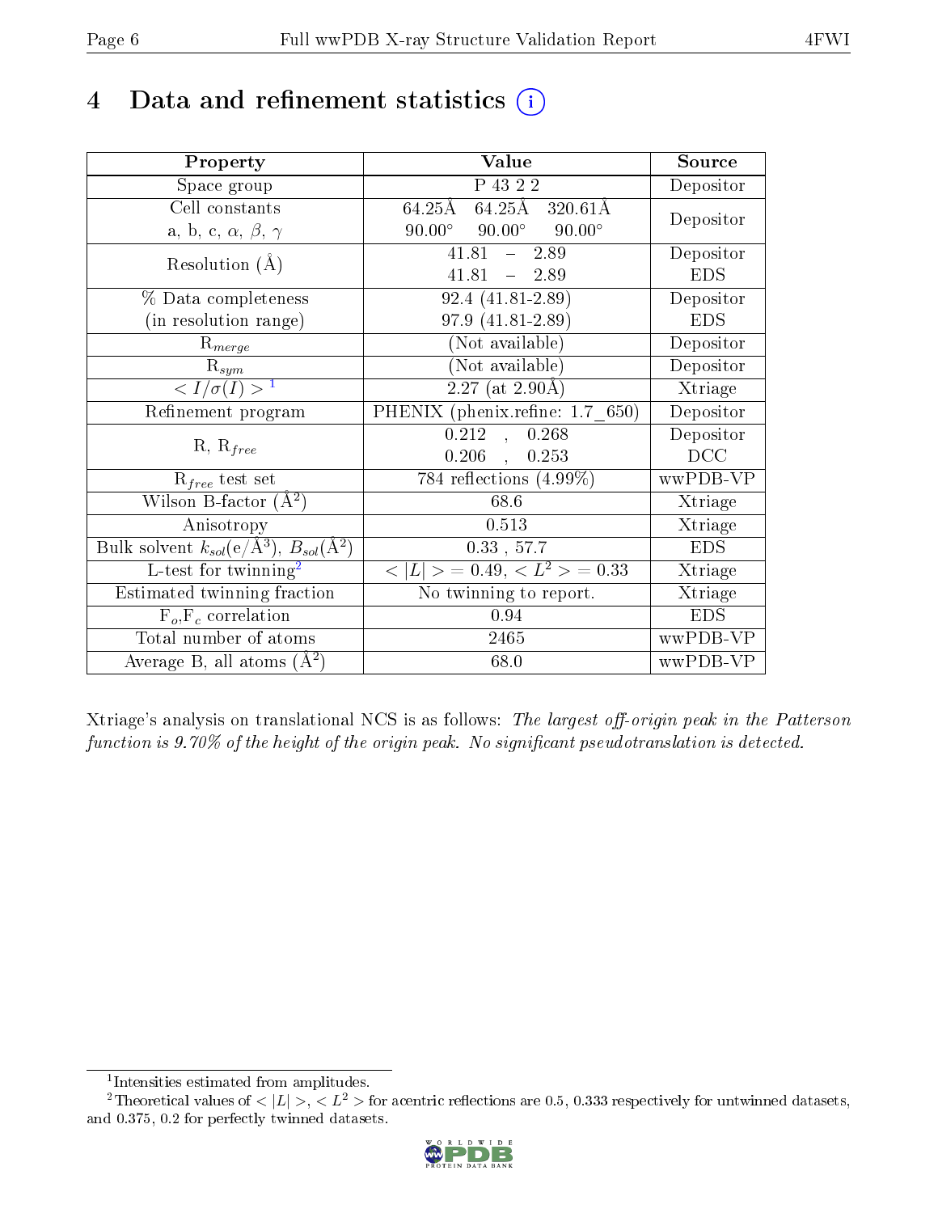# 4 Data and refinement statistics (i)

| Property | Value | Source |
|---|---|---|
| Space group | P 43 2 2 | Depositor |
| Cell constants<br>a, b, c, $\alpha$, $\beta$, $\gamma$ | 64.25Å 64.25Å 320.61Å<br>90.00° 90.00° 90.00° | Depositor |
| Resolution (Å) | 41.81 – 2.89<br>41.81 – 2.89 | Depositor<br>EDS |
| % Data completeness<br>(in resolution range) | 92.4 (41.81-2.89)<br>97.9 (41.81-2.89) | Depositor<br>EDS |
| $R_{merge}$ | (Not available) | Depositor |
| $R_{sym}$ | (Not available) | Depositor |
| $< I/\sigma(I) >$ [1] | 2.27 (at 2.90Å) | Xtriage |
| Refinement program | PHENIX (phenix.refine: 1.7_650) | Depositor |
| R, $R_{free}$ | 0.212 , 0.268<br>0.206 , 0.253 | Depositor<br>DCC |
| $R_{free}$ test set | 784 reflections (4.99%) | wwPDB-VP |
| Wilson B-factor (Å$^2$) | 68.6 | Xtriage |
| Anisotropy | 0.513 | Xtriage |
| Bulk solvent $k_{sol}$(e/Å$^3$), $B_{sol}$(Å$^2$) | 0.33 , 57.7 | EDS |
| L-test for twinning[2] | $< \|L\| >$ = 0.49, $< L^2 >$ = 0.33 | Xtriage |
| Estimated twinning fraction | No twinning to report. | Xtriage |
| $F_o$,$F_c$ correlation | 0.94 | EDS |
| Total number of atoms | 2465 | wwPDB-VP |
| Average B, all atoms (Å$^2$) | 68.0 | wwPDB-VP |

Xtriage's analysis on translational NCS is as follows: *The largest off-origin peak in the Patterson function is 9.70% of the height of the origin peak. No significant pseudotranslation is detected.*

[1] Intensities estimated from amplitudes.

[2] Theoretical values of $< |L| >$, $< L^2 >$ for acentric reflections are 0.5, 0.333 respectively for untwinned datasets, and 0.375, 0.2 for perfectly twinned datasets.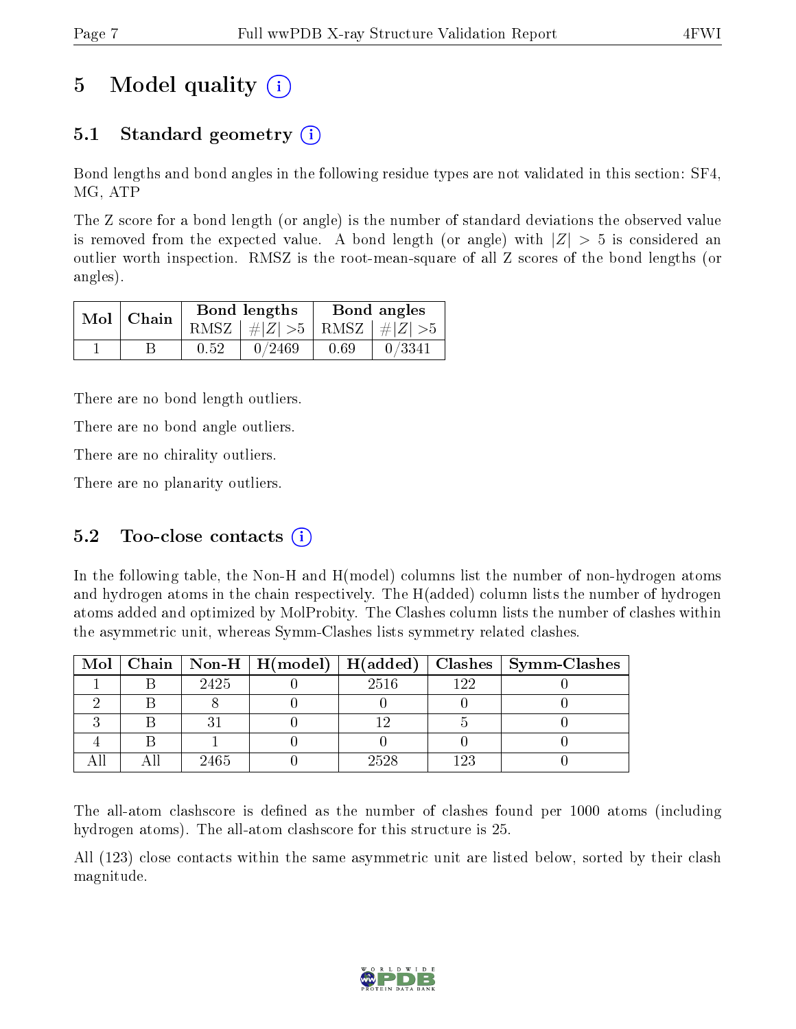# 5 Model quality

## 5.1 Standard geometry

Bond lengths and bond angles in the following residue types are not validated in this section: SF4, MG, ATP

The Z score for a bond length (or angle) is the number of standard deviations the observed value is removed from the expected value. A bond length (or angle) with $|Z| > 5$ is considered an outlier worth inspection. RMSZ is the root-mean-square of all Z scores of the bond lengths (or angles).

| Mol | Chain | Bond lengths | | Bond angles | |
|---|---|---|---|---|---|
| | | RMSZ | #$\|Z\|$ >5 | RMSZ | #$\|Z\|$ >5 |
| 1 | B | 0.52 | 0/2469 | 0.69 | 0/3341 |

There are no bond length outliers.

There are no bond angle outliers.

There are no chirality outliers.

There are no planarity outliers.

## 5.2 Too-close contacts

In the following table, the Non-H and H(model) columns list the number of non-hydrogen atoms and hydrogen atoms in the chain respectively. The H(added) column lists the number of hydrogen atoms added and optimized by MolProbity. The Clashes column lists the number of clashes within the asymmetric unit, whereas Symm-Clashes lists symmetry related clashes.

| Mol | Chain | Non-H | H(model) | H(added) | Clashes | Symm-Clashes |
|---|---|---|---|---|---|---|
| 1 | B | 2425 | 0 | 2516 | 122 | 0 |
| 2 | B | 8 | 0 | 0 | 0 | 0 |
| 3 | B | 31 | 0 | 12 | 5 | 0 |
| 4 | B | 1 | 0 | 0 | 0 | 0 |
| All | All | 2465 | 0 | 2528 | 123 | 0 |

The all-atom clashscore is defined as the number of clashes found per 1000 atoms (including hydrogen atoms). The all-atom clashscore for this structure is 25.

All (123) close contacts within the same asymmetric unit are listed below, sorted by their clash magnitude.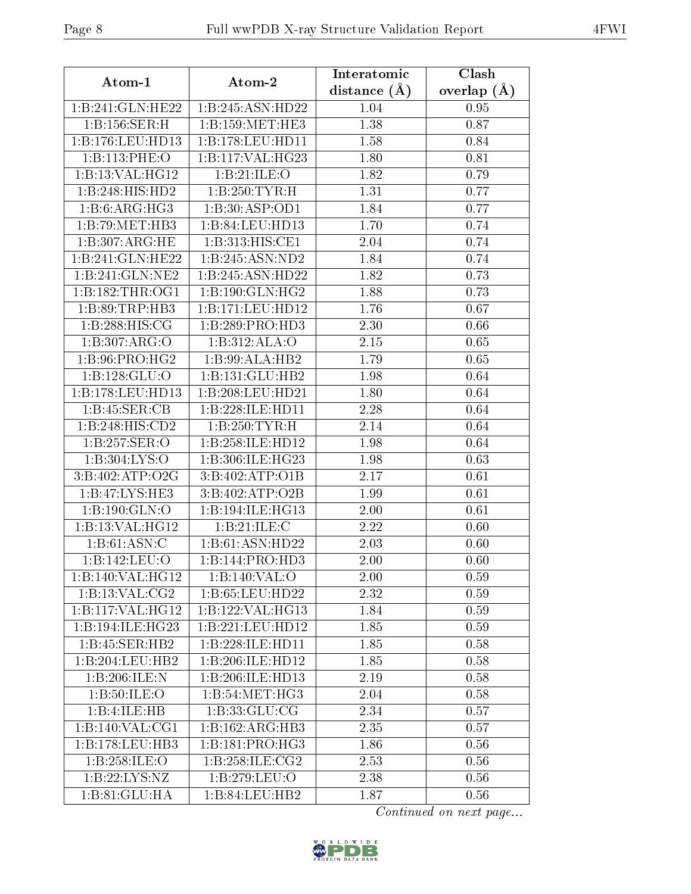| Atom-1 | Atom-2 | Interatomic distance (Å) | Clash overlap (Å) |
|---|---|---|---|
| 1:B:241:GLN:HE22 | 1:B:245:ASN:HD22 | 1.04 | 0.95 |
| 1:B:156:SER:H | 1:B:159:MET:HE3 | 1.38 | 0.87 |
| 1:B:176:LEU:HD13 | 1:B:178:LEU:HD11 | 1.58 | 0.84 |
| 1:B:113:PHE:O | 1:B:117:VAL:HG23 | 1.80 | 0.81 |
| 1:B:13:VAL:HG12 | 1:B:21:ILE:O | 1.82 | 0.79 |
| 1:B:248:HIS:HD2 | 1:B:250:TYR:H | 1.31 | 0.77 |
| 1:B:6:ARG:HG3 | 1:B:30:ASP:OD1 | 1.84 | 0.77 |
| 1:B:79:MET:HB3 | 1:B:84:LEU:HD13 | 1.70 | 0.74 |
| 1:B:307:ARG:HE | 1:B:313:HIS:CE1 | 2.04 | 0.74 |
| 1:B:241:GLN:HE22 | 1:B:245:ASN:ND2 | 1.84 | 0.74 |
| 1:B:241:GLN:NE2 | 1:B:245:ASN:HD22 | 1.82 | 0.73 |
| 1:B:182:THR:OG1 | 1:B:190:GLN:HG2 | 1.88 | 0.73 |
| 1:B:89:TRP:HB3 | 1:B:171:LEU:HD12 | 1.76 | 0.67 |
| 1:B:288:HIS:CG | 1:B:289:PRO:HD3 | 2.30 | 0.66 |
| 1:B:307:ARG:O | 1:B:312:ALA:O | 2.15 | 0.65 |
| 1:B:96:PRO:HG2 | 1:B:99:ALA:HB2 | 1.79 | 0.65 |
| 1:B:128:GLU:O | 1:B:131:GLU:HB2 | 1.98 | 0.64 |
| 1:B:178:LEU:HD13 | 1:B:208:LEU:HD21 | 1.80 | 0.64 |
| 1:B:45:SER:CB | 1:B:228:ILE:HD11 | 2.28 | 0.64 |
| 1:B:248:HIS:CD2 | 1:B:250:TYR:H | 2.14 | 0.64 |
| 1:B:257:SER:O | 1:B:258:ILE:HD12 | 1.98 | 0.64 |
| 1:B:304:LYS:O | 1:B:306:ILE:HG23 | 1.98 | 0.63 |
| 3:B:402:ATP:O2G | 3:B:402:ATP:O1B | 2.17 | 0.61 |
| 1:B:47:LYS:HE3 | 3:B:402:ATP:O2B | 1.99 | 0.61 |
| 1:B:190:GLN:O | 1:B:194:ILE:HG13 | 2.00 | 0.61 |
| 1:B:13:VAL:HG12 | 1:B:21:ILE:C | 2.22 | 0.60 |
| 1:B:61:ASN:C | 1:B:61:ASN:HD22 | 2.03 | 0.60 |
| 1:B:142:LEU:O | 1:B:144:PRO:HD3 | 2.00 | 0.60 |
| 1:B:140:VAL:HG12 | 1:B:140:VAL:O | 2.00 | 0.59 |
| 1:B:13:VAL:CG2 | 1:B:65:LEU:HD22 | 2.32 | 0.59 |
| 1:B:117:VAL:HG12 | 1:B:122:VAL:HG13 | 1.84 | 0.59 |
| 1:B:194:ILE:HG23 | 1:B:221:LEU:HD12 | 1.85 | 0.59 |
| 1:B:45:SER:HB2 | 1:B:228:ILE:HD11 | 1.85 | 0.58 |
| 1:B:204:LEU:HB2 | 1:B:206:ILE:HD12 | 1.85 | 0.58 |
| 1:B:206:ILE:N | 1:B:206:ILE:HD13 | 2.19 | 0.58 |
| 1:B:50:ILE:O | 1:B:54:MET:HG3 | 2.04 | 0.58 |
| 1:B:4:ILE:HB | 1:B:33:GLU:CG | 2.34 | 0.57 |
| 1:B:140:VAL:CG1 | 1:B:162:ARG:HB3 | 2.35 | 0.57 |
| 1:B:178:LEU:HB3 | 1:B:181:PRO:HG3 | 1.86 | 0.56 |
| 1:B:258:ILE:O | 1:B:258:ILE:CG2 | 2.53 | 0.56 |
| 1:B:22:LYS:NZ | 1:B:279:LEU:O | 2.38 | 0.56 |
| 1:B:81:GLU:HA | 1:B:84:LEU:HB2 | 1.87 | 0.56 |

*Continued on next page...*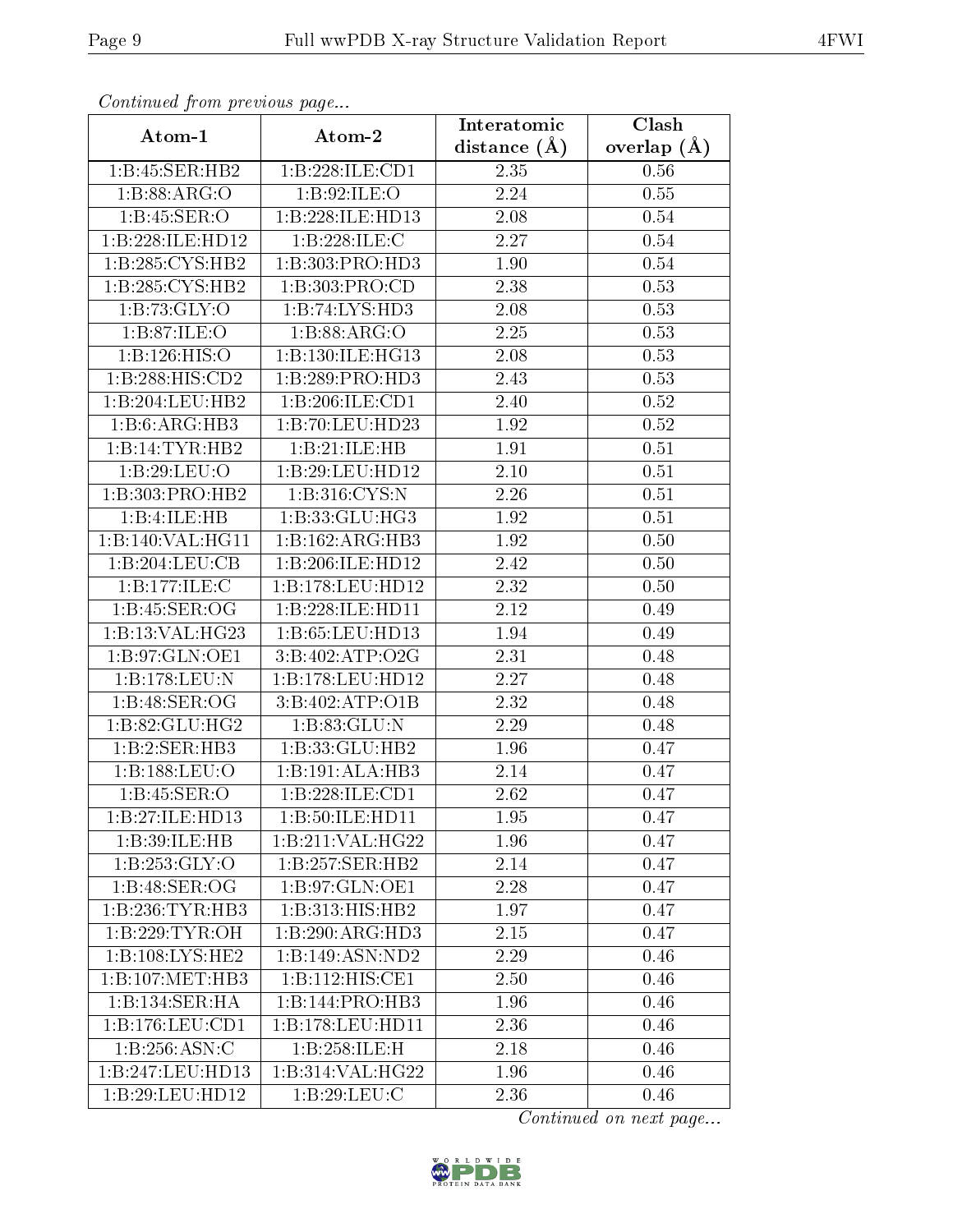*Continued from previous page...*

| Atom-1 | Atom-2 | Interatomic distance (Å) | Clash overlap (Å) |
|---|---|---|---|
| 1:B:45:SER:HB2 | 1:B:228:ILE:CD1 | 2.35 | 0.56 |
| 1:B:88:ARG:O | 1:B:92:ILE:O | 2.24 | 0.55 |
| 1:B:45:SER:O | 1:B:228:ILE:HD13 | 2.08 | 0.54 |
| 1:B:228:ILE:HD12 | 1:B:228:ILE:C | 2.27 | 0.54 |
| 1:B:285:CYS:HB2 | 1:B:303:PRO:HD3 | 1.90 | 0.54 |
| 1:B:285:CYS:HB2 | 1:B:303:PRO:CD | 2.38 | 0.53 |
| 1:B:73:GLY:O | 1:B:74:LYS:HD3 | 2.08 | 0.53 |
| 1:B:87:ILE:O | 1:B:88:ARG:O | 2.25 | 0.53 |
| 1:B:126:HIS:O | 1:B:130:ILE:HG13 | 2.08 | 0.53 |
| 1:B:288:HIS:CD2 | 1:B:289:PRO:HD3 | 2.43 | 0.53 |
| 1:B:204:LEU:HB2 | 1:B:206:ILE:CD1 | 2.40 | 0.52 |
| 1:B:6:ARG:HB3 | 1:B:70:LEU:HD23 | 1.92 | 0.52 |
| 1:B:14:TYR:HB2 | 1:B:21:ILE:HB | 1.91 | 0.51 |
| 1:B:29:LEU:O | 1:B:29:LEU:HD12 | 2.10 | 0.51 |
| 1:B:303:PRO:HB2 | 1:B:316:CYS:N | 2.26 | 0.51 |
| 1:B:4:ILE:HB | 1:B:33:GLU:HG3 | 1.92 | 0.51 |
| 1:B:140:VAL:HG11 | 1:B:162:ARG:HB3 | 1.92 | 0.50 |
| 1:B:204:LEU:CB | 1:B:206:ILE:HD12 | 2.42 | 0.50 |
| 1:B:177:ILE:C | 1:B:178:LEU:HD12 | 2.32 | 0.50 |
| 1:B:45:SER:OG | 1:B:228:ILE:HD11 | 2.12 | 0.49 |
| 1:B:13:VAL:HG23 | 1:B:65:LEU:HD13 | 1.94 | 0.49 |
| 1:B:97:GLN:OE1 | 3:B:402:ATP:O2G | 2.31 | 0.48 |
| 1:B:178:LEU:N | 1:B:178:LEU:HD12 | 2.27 | 0.48 |
| 1:B:48:SER:OG | 3:B:402:ATP:O1B | 2.32 | 0.48 |
| 1:B:82:GLU:HG2 | 1:B:83:GLU:N | 2.29 | 0.48 |
| 1:B:2:SER:HB3 | 1:B:33:GLU:HB2 | 1.96 | 0.47 |
| 1:B:188:LEU:O | 1:B:191:ALA:HB3 | 2.14 | 0.47 |
| 1:B:45:SER:O | 1:B:228:ILE:CD1 | 2.62 | 0.47 |
| 1:B:27:ILE:HD13 | 1:B:50:ILE:HD11 | 1.95 | 0.47 |
| 1:B:39:ILE:HB | 1:B:211:VAL:HG22 | 1.96 | 0.47 |
| 1:B:253:GLY:O | 1:B:257:SER:HB2 | 2.14 | 0.47 |
| 1:B:48:SER:OG | 1:B:97:GLN:OE1 | 2.28 | 0.47 |
| 1:B:236:TYR:HB3 | 1:B:313:HIS:HB2 | 1.97 | 0.47 |
| 1:B:229:TYR:OH | 1:B:290:ARG:HD3 | 2.15 | 0.47 |
| 1:B:108:LYS:HE2 | 1:B:149:ASN:ND2 | 2.29 | 0.46 |
| 1:B:107:MET:HB3 | 1:B:112:HIS:CE1 | 2.50 | 0.46 |
| 1:B:134:SER:HA | 1:B:144:PRO:HB3 | 1.96 | 0.46 |
| 1:B:176:LEU:CD1 | 1:B:178:LEU:HD11 | 2.36 | 0.46 |
| 1:B:256:ASN:C | 1:B:258:ILE:H | 2.18 | 0.46 |
| 1:B:247:LEU:HD13 | 1:B:314:VAL:HG22 | 1.96 | 0.46 |
| 1:B:29:LEU:HD12 | 1:B:29:LEU:C | 2.36 | 0.46 |

*Continued on next page...*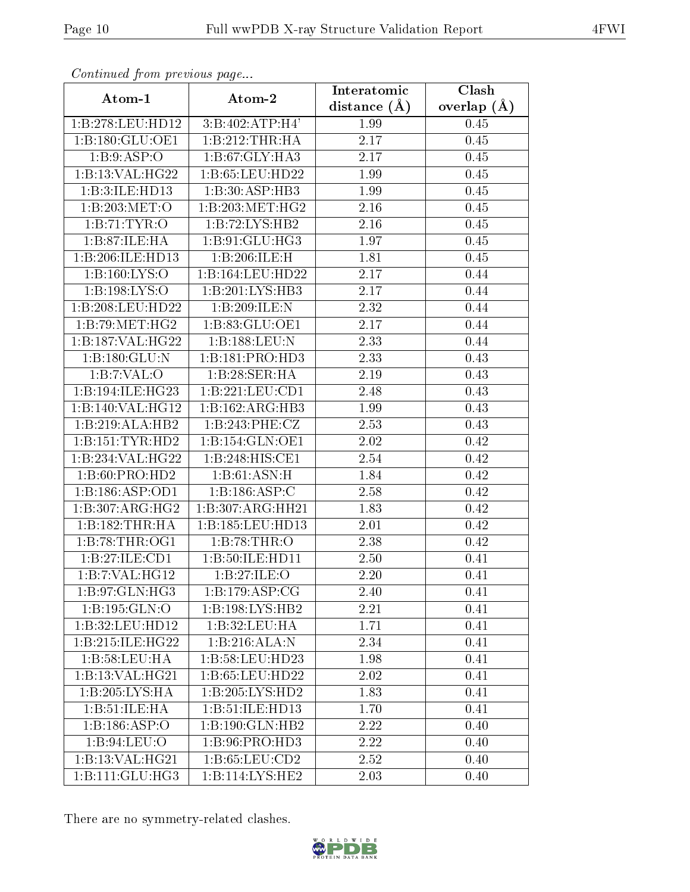*Continued from previous page...*

| Atom-1 | Atom-2 | Interatomic distance (Å) | Clash overlap (Å) |
|---|---|---|---|
| 1:B:278:LEU:HD12 | 3:B:402:ATP:H4' | 1.99 | 0.45 |
| 1:B:180:GLU:OE1 | 1:B:212:THR:HA | 2.17 | 0.45 |
| 1:B:9:ASP:O | 1:B:67:GLY:HA3 | 2.17 | 0.45 |
| 1:B:13:VAL:HG22 | 1:B:65:LEU:HD22 | 1.99 | 0.45 |
| 1:B:3:ILE:HD13 | 1:B:30:ASP:HB3 | 1.99 | 0.45 |
| 1:B:203:MET:O | 1:B:203:MET:HG2 | 2.16 | 0.45 |
| 1:B:71:TYR:O | 1:B:72:LYS:HB2 | 2.16 | 0.45 |
| 1:B:87:ILE:HA | 1:B:91:GLU:HG3 | 1.97 | 0.45 |
| 1:B:206:ILE:HD13 | 1:B:206:ILE:H | 1.81 | 0.45 |
| 1:B:160:LYS:O | 1:B:164:LEU:HD22 | 2.17 | 0.44 |
| 1:B:198:LYS:O | 1:B:201:LYS:HB3 | 2.17 | 0.44 |
| 1:B:208:LEU:HD22 | 1:B:209:ILE:N | 2.32 | 0.44 |
| 1:B:79:MET:HG2 | 1:B:83:GLU:OE1 | 2.17 | 0.44 |
| 1:B:187:VAL:HG22 | 1:B:188:LEU:N | 2.33 | 0.44 |
| 1:B:180:GLU:N | 1:B:181:PRO:HD3 | 2.33 | 0.43 |
| 1:B:7:VAL:O | 1:B:28:SER:HA | 2.19 | 0.43 |
| 1:B:194:ILE:HG23 | 1:B:221:LEU:CD1 | 2.48 | 0.43 |
| 1:B:140:VAL:HG12 | 1:B:162:ARG:HB3 | 1.99 | 0.43 |
| 1:B:219:ALA:HB2 | 1:B:243:PHE:CZ | 2.53 | 0.43 |
| 1:B:151:TYR:HD2 | 1:B:154:GLN:OE1 | 2.02 | 0.42 |
| 1:B:234:VAL:HG22 | 1:B:248:HIS:CE1 | 2.54 | 0.42 |
| 1:B:60:PRO:HD2 | 1:B:61:ASN:H | 1.84 | 0.42 |
| 1:B:186:ASP:OD1 | 1:B:186:ASP:C | 2.58 | 0.42 |
| 1:B:307:ARG:HG2 | 1:B:307:ARG:HH21 | 1.83 | 0.42 |
| 1:B:182:THR:HA | 1:B:185:LEU:HD13 | 2.01 | 0.42 |
| 1:B:78:THR:OG1 | 1:B:78:THR:O | 2.38 | 0.42 |
| 1:B:27:ILE:CD1 | 1:B:50:ILE:HD11 | 2.50 | 0.41 |
| 1:B:7:VAL:HG12 | 1:B:27:ILE:O | 2.20 | 0.41 |
| 1:B:97:GLN:HG3 | 1:B:179:ASP:CG | 2.40 | 0.41 |
| 1:B:195:GLN:O | 1:B:198:LYS:HB2 | 2.21 | 0.41 |
| 1:B:32:LEU:HD12 | 1:B:32:LEU:HA | 1.71 | 0.41 |
| 1:B:215:ILE:HG22 | 1:B:216:ALA:N | 2.34 | 0.41 |
| 1:B:58:LEU:HA | 1:B:58:LEU:HD23 | 1.98 | 0.41 |
| 1:B:13:VAL:HG21 | 1:B:65:LEU:HD22 | 2.02 | 0.41 |
| 1:B:205:LYS:HA | 1:B:205:LYS:HD2 | 1.83 | 0.41 |
| 1:B:51:ILE:HA | 1:B:51:ILE:HD13 | 1.70 | 0.41 |
| 1:B:186:ASP:O | 1:B:190:GLN:HB2 | 2.22 | 0.40 |
| 1:B:94:LEU:O | 1:B:96:PRO:HD3 | 2.22 | 0.40 |
| 1:B:13:VAL:HG21 | 1:B:65:LEU:CD2 | 2.52 | 0.40 |
| 1:B:111:GLU:HG3 | 1:B:114:LYS:HE2 | 2.03 | 0.40 |

There are no symmetry-related clashes.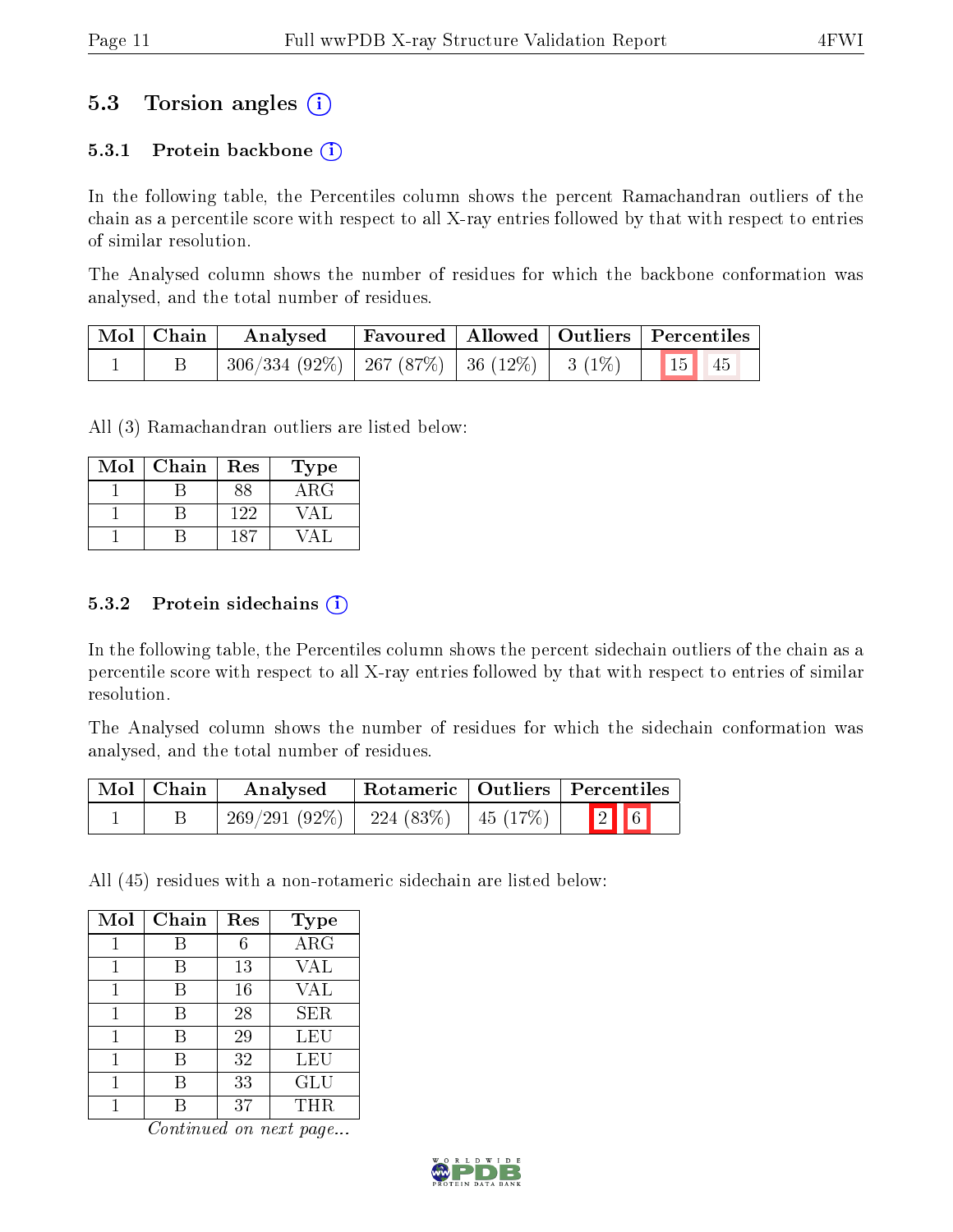## 5.3 Torsion angles (i)

### 5.3.1 Protein backbone (i)

In the following table, the Percentiles column shows the percent Ramachandran outliers of the chain as a percentile score with respect to all X-ray entries followed by that with respect to entries of similar resolution.

The Analysed column shows the number of residues for which the backbone conformation was analysed, and the total number of residues.

| Mol | Chain | Analysed | Favoured | Allowed | Outliers | Percentiles |
|---|---|---|---|---|---|---|
| 1 | B | 306/334 (92%) | 267 (87%) | 36 (12%) | 3 (1%) | 15 45 |

All (3) Ramachandran outliers are listed below:

| Mol | Chain | Res | Type |
|---|---|---|---|
| 1 | B | 88 | ARG |
| 1 | B | 122 | VAL |
| 1 | B | 187 | VAL |

### 5.3.2 Protein sidechains (i)

In the following table, the Percentiles column shows the percent sidechain outliers of the chain as a percentile score with respect to all X-ray entries followed by that with respect to entries of similar resolution.

The Analysed column shows the number of residues for which the sidechain conformation was analysed, and the total number of residues.

| Mol | Chain | Analysed | Rotameric | Outliers | Percentiles |
|---|---|---|---|---|---|
| 1 | B | 269/291 (92%) | 224 (83%) | 45 (17%) | 2 6 |

All (45) residues with a non-rotameric sidechain are listed below:

| Mol | Chain | Res | Type |
|---|---|---|---|
| 1 | B | 6 | ARG |
| 1 | B | 13 | VAL |
| 1 | B | 16 | VAL |
| 1 | B | 28 | SER |
| 1 | B | 29 | LEU |
| 1 | B | 32 | LEU |
| 1 | B | 33 | GLU |
| 1 | B | 37 | THR |

*Continued on next page...*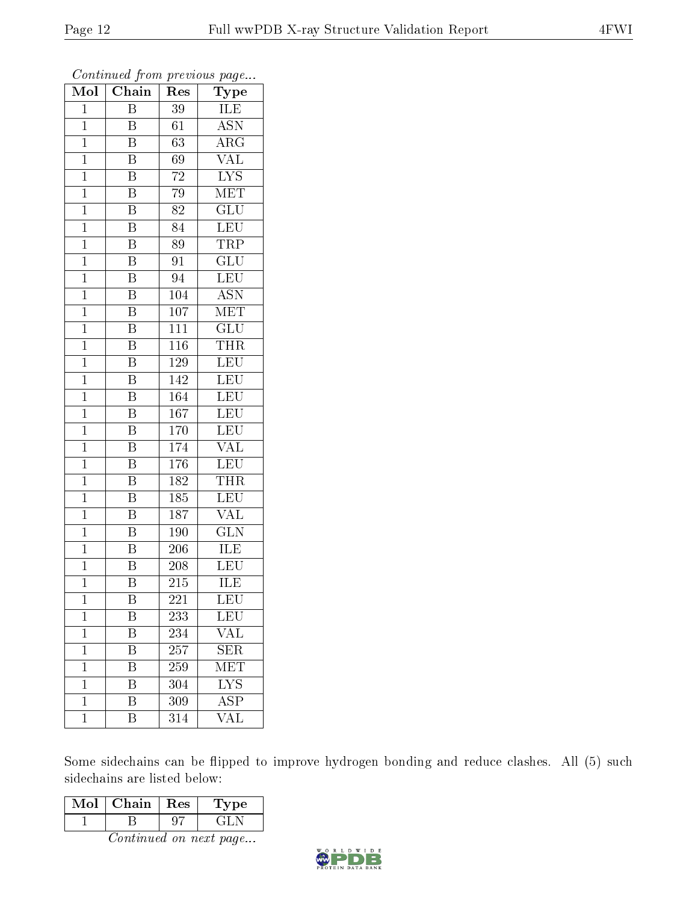*Continued from previous page...*

| Mol | Chain | Res | Type |
|---|---|---|---|
| 1 | B | 39 | ILE |
| 1 | B | 61 | ASN |
| 1 | B | 63 | ARG |
| 1 | B | 69 | VAL |
| 1 | B | 72 | LYS |
| 1 | B | 79 | MET |
| 1 | B | 82 | GLU |
| 1 | B | 84 | LEU |
| 1 | B | 89 | TRP |
| 1 | B | 91 | GLU |
| 1 | B | 94 | LEU |
| 1 | B | 104 | ASN |
| 1 | B | 107 | MET |
| 1 | B | 111 | GLU |
| 1 | B | 116 | THR |
| 1 | B | 129 | LEU |
| 1 | B | 142 | LEU |
| 1 | B | 164 | LEU |
| 1 | B | 167 | LEU |
| 1 | B | 170 | LEU |
| 1 | B | 174 | VAL |
| 1 | B | 176 | LEU |
| 1 | B | 182 | THR |
| 1 | B | 185 | LEU |
| 1 | B | 187 | VAL |
| 1 | B | 190 | GLN |
| 1 | B | 206 | ILE |
| 1 | B | 208 | LEU |
| 1 | B | 215 | ILE |
| 1 | B | 221 | LEU |
| 1 | B | 233 | LEU |
| 1 | B | 234 | VAL |
| 1 | B | 257 | SER |
| 1 | B | 259 | MET |
| 1 | B | 304 | LYS |
| 1 | B | 309 | ASP |
| 1 | B | 314 | VAL |

Some sidechains can be flipped to improve hydrogen bonding and reduce clashes. All (5) such sidechains are listed below:

| Mol | Chain | Res | Type |
|---|---|---|---|
| 1 | B | 97 | GLN |

*Continued on next page...*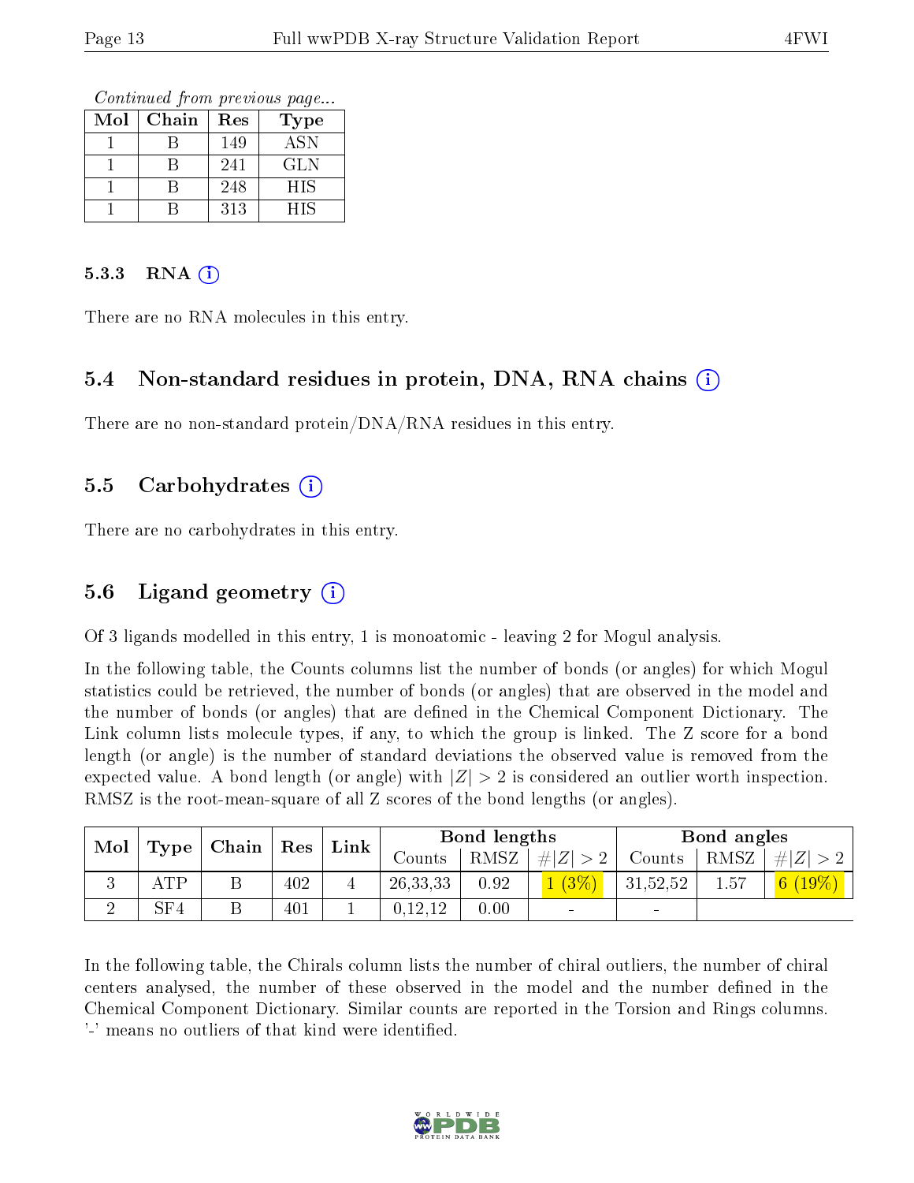*Continued from previous page...*

| Mol | Chain | Res | Type |
|---|---|---|---|
| 1 | B | 149 | ASN |
| 1 | B | 241 | GLN |
| 1 | B | 248 | HIS |
| 1 | B | 313 | HIS |

#### 5.3.3 RNA

There are no RNA molecules in this entry.

### 5.4 Non-standard residues in protein, DNA, RNA chains

There are no non-standard protein/DNA/RNA residues in this entry.

### 5.5 Carbohydrates

There are no carbohydrates in this entry.

### 5.6 Ligand geometry

Of 3 ligands modelled in this entry, 1 is monoatomic - leaving 2 for Mogul analysis.

In the following table, the Counts columns list the number of bonds (or angles) for which Mogul statistics could be retrieved, the number of bonds (or angles) that are observed in the model and the number of bonds (or angles) that are defined in the Chemical Component Dictionary. The Link column lists molecule types, if any, to which the group is linked. The Z score for a bond length (or angle) is the number of standard deviations the observed value is removed from the expected value. A bond length (or angle) with $|Z| > 2$ is considered an outlier worth inspection. RMSZ is the root-mean-square of all Z scores of the bond lengths (or angles).

| Mol | Type | Chain | Res | Link | Bond lengths | | | Bond angles | | |
|---|---|---|---|---|---|---|---|---|---|---|
| | | | | | Counts | RMSZ | $\#\|Z\| > 2$ | Counts | RMSZ | $\#\|Z\| > 2$ |
| 3 | ATP | B | 402 | 4 | 26,33,33 | 0.92 | 1 (3%) | 31,52,52 | 1.57 | 6 (19%) |
| 2 | SF4 | B | 401 | 1 | 0,12,12 | 0.00 | - | - | | |

In the following table, the Chirals column lists the number of chiral outliers, the number of chiral centers analysed, the number of these observed in the model and the number defined in the Chemical Component Dictionary. Similar counts are reported in the Torsion and Rings columns. '-' means no outliers of that kind were identified.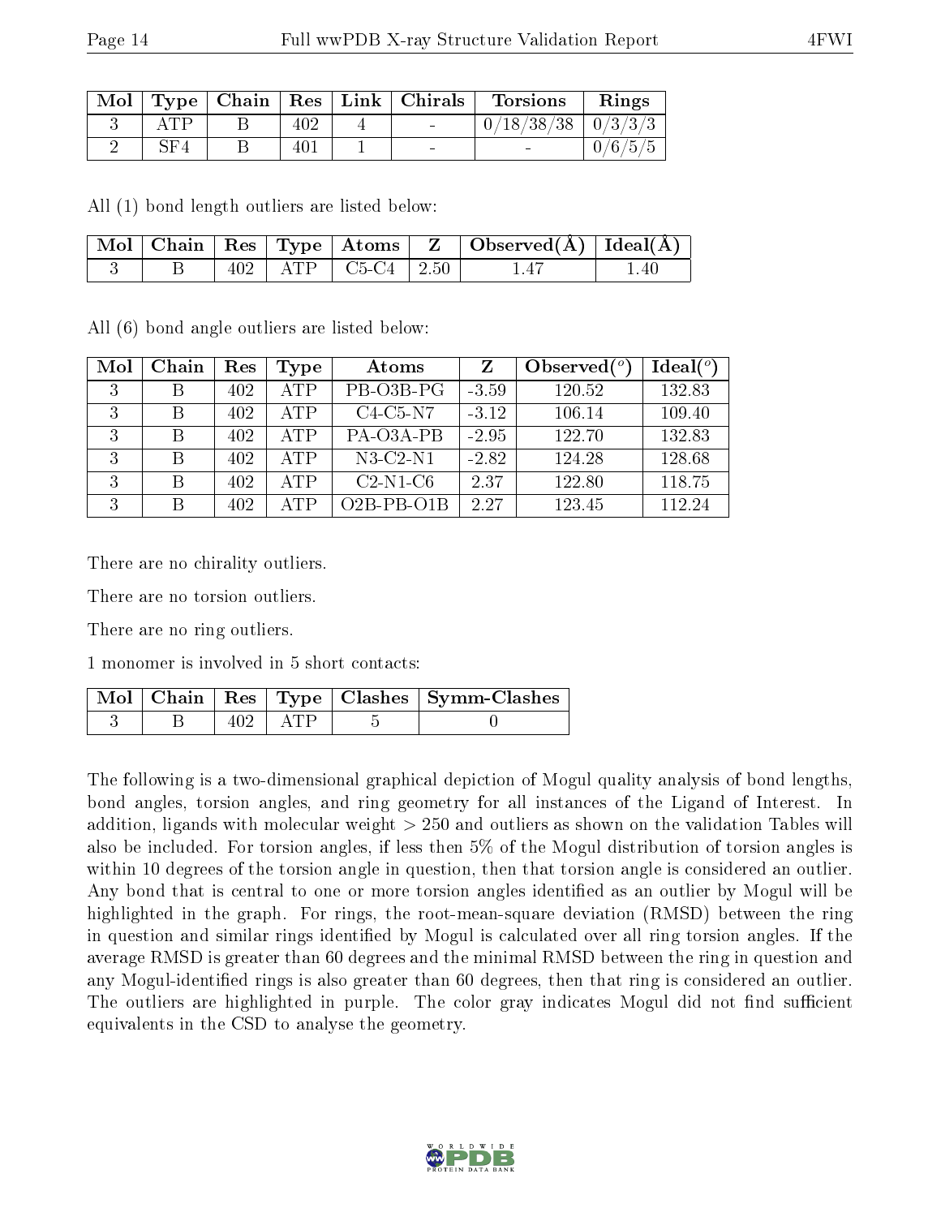| Mol | Type | Chain | Res | Link | Chirals | Torsions | Rings |
|---|---|---|---|---|---|---|---|
| 3 | ATP | B | 402 | 4 | - | 0/18/38/38 | 0/3/3/3 |
| 2 | SF4 | B | 401 | 1 | - | - | 0/6/5/5 |

All (1) bond length outliers are listed below:

| Mol | Chain | Res | Type | Atoms | Z | Observed(Å) | Ideal(Å) |
|---|---|---|---|---|---|---|---|
| 3 | B | 402 | ATP | C5-C4 | 2.50 | 1.47 | 1.40 |

All (6) bond angle outliers are listed below:

| Mol | Chain | Res | Type | Atoms | Z | Observed($^o$) | Ideal($^o$) |
|---|---|---|---|---|---|---|---|
| 3 | B | 402 | ATP | PB-O3B-PG | -3.59 | 120.52 | 132.83 |
| 3 | B | 402 | ATP | C4-C5-N7 | -3.12 | 106.14 | 109.40 |
| 3 | B | 402 | ATP | PA-O3A-PB | -2.95 | 122.70 | 132.83 |
| 3 | B | 402 | ATP | N3-C2-N1 | -2.82 | 124.28 | 128.68 |
| 3 | B | 402 | ATP | C2-N1-C6 | 2.37 | 122.80 | 118.75 |
| 3 | B | 402 | ATP | O2B-PB-O1B | 2.27 | 123.45 | 112.24 |

There are no chirality outliers.

There are no torsion outliers.

There are no ring outliers.

1 monomer is involved in 5 short contacts:

| Mol | Chain | Res | Type | Clashes | Symm-Clashes |
|---|---|---|---|---|---|
| 3 | B | 402 | ATP | 5 | 0 |

The following is a two-dimensional graphical depiction of Mogul quality analysis of bond lengths, bond angles, torsion angles, and ring geometry for all instances of the Ligand of Interest. In addition, ligands with molecular weight > 250 and outliers as shown on the validation Tables will also be included. For torsion angles, if less then 5% of the Mogul distribution of torsion angles is within 10 degrees of the torsion angle in question, then that torsion angle is considered an outlier. Any bond that is central to one or more torsion angles identified as an outlier by Mogul will be highlighted in the graph. For rings, the root-mean-square deviation (RMSD) between the ring in question and similar rings identified by Mogul is calculated over all ring torsion angles. If the average RMSD is greater than 60 degrees and the minimal RMSD between the ring in question and any Mogul-identified rings is also greater than 60 degrees, then that ring is considered an outlier. The outliers are highlighted in purple. The color gray indicates Mogul did not find sufficient equivalents in the CSD to analyse the geometry.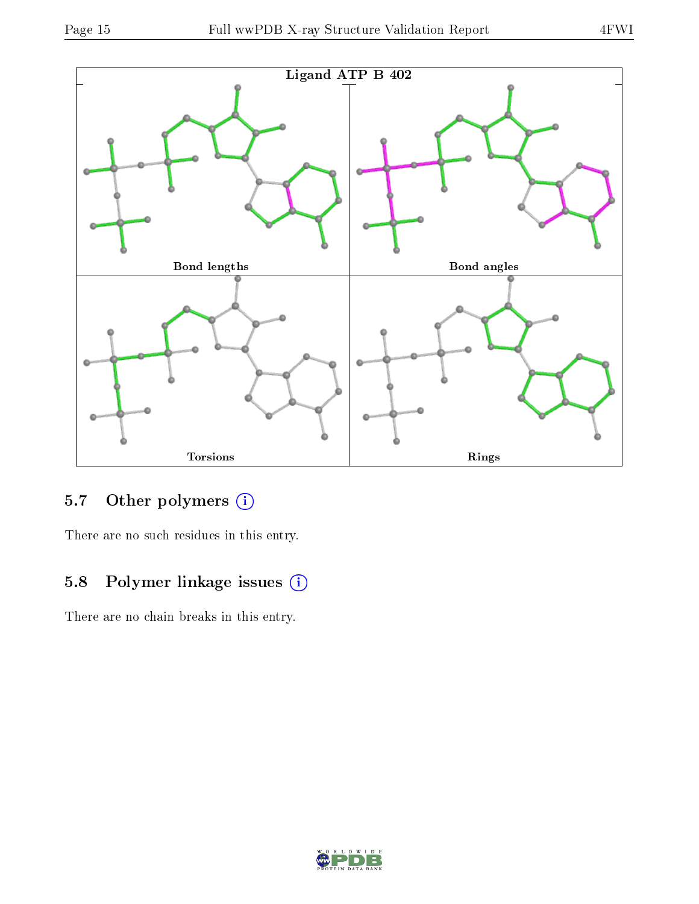Ligand ATP B 402

Bond lengths

Bond angles

Torsions

Rings

### 5.7 Other polymers

There are no such residues in this entry.

### 5.8 Polymer linkage issues

There are no chain breaks in this entry.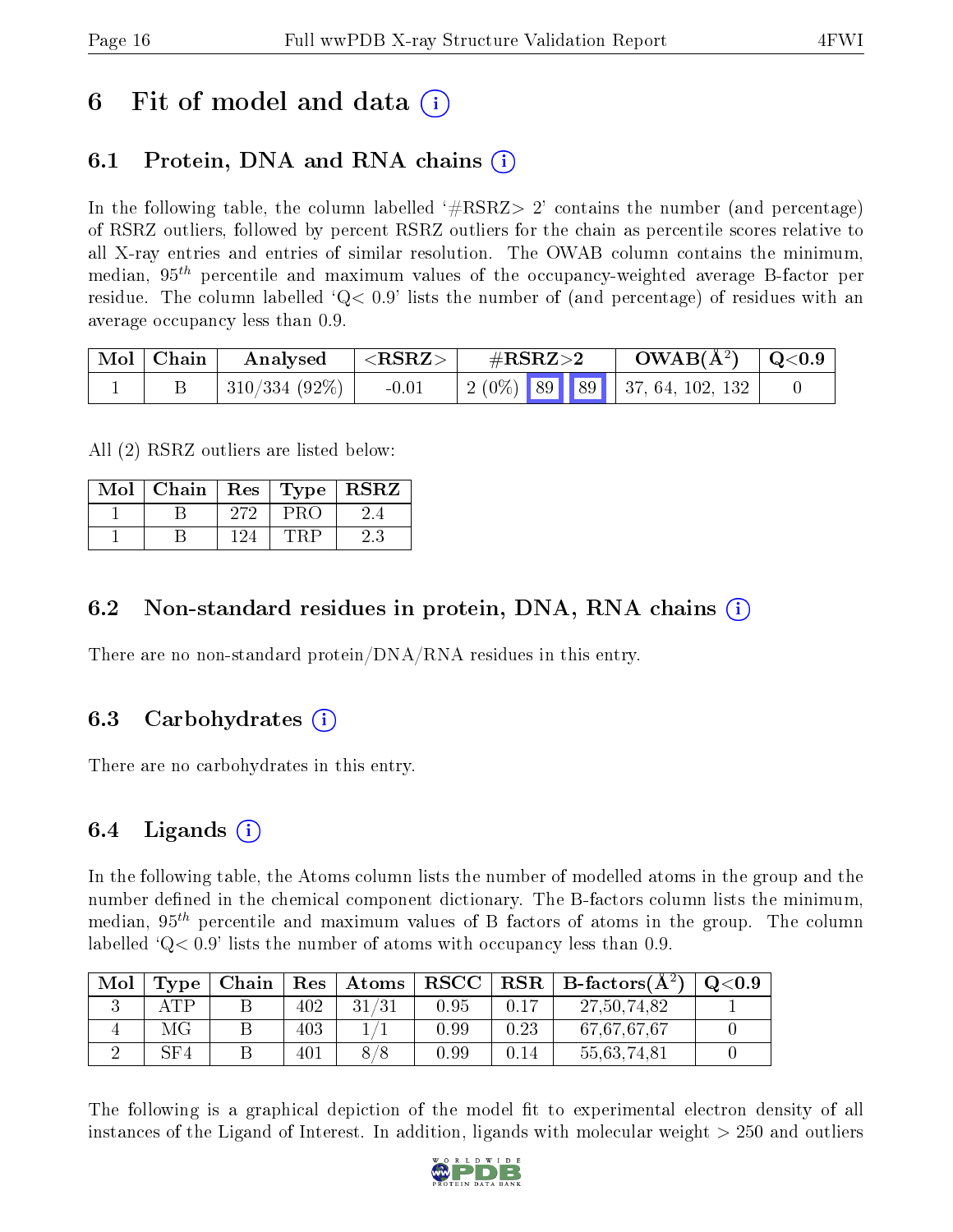# 6 Fit of model and data (i)

## 6.1 Protein, DNA and RNA chains (i)

In the following table, the column labelled '#RSRZ> 2' contains the number (and percentage) of RSRZ outliers, followed by percent RSRZ outliers for the chain as percentile scores relative to all X-ray entries and entries of similar resolution. The OWAB column contains the minimum, median, $95^{th}$ percentile and maximum values of the occupancy-weighted average B-factor per residue. The column labelled 'Q< 0.9' lists the number of (and percentage) of residues with an average occupancy less than 0.9.

| Mol | Chain | Analysed | <RSRZ> | #RSRZ>2 | | | OWAB(Å$^2$) | Q<0.9 |
|---|---|---|---|---|---|---|---|---|
| 1 | B | 310/334 (92%) | -0.01 | 2 (0%) | 89 | 89 | 37, 64, 102, 132 | 0 |

All (2) RSRZ outliers are listed below:

| Mol | Chain | Res | Type | RSRZ |
|---|---|---|---|---|
| 1 | B | 272 | PRO | 2.4 |
| 1 | B | 124 | TRP | 2.3 |

## 6.2 Non-standard residues in protein, DNA, RNA chains (i)

There are no non-standard protein/DNA/RNA residues in this entry.

## 6.3 Carbohydrates (i)

There are no carbohydrates in this entry.

## 6.4 Ligands (i)

In the following table, the Atoms column lists the number of modelled atoms in the group and the number defined in the chemical component dictionary. The B-factors column lists the minimum, median, $95^{th}$ percentile and maximum values of B factors of atoms in the group. The column labelled 'Q< 0.9' lists the number of atoms with occupancy less than 0.9.

| Mol | Type | Chain | Res | Atoms | RSCC | RSR | B-factors(Å$^2$) | Q<0.9 |
|---|---|---|---|---|---|---|---|---|
| 3 | ATP | B | 402 | 31/31 | 0.95 | 0.17 | 27,50,74,82 | 1 |
| 4 | MG | B | 403 | 1/1 | 0.99 | 0.23 | 67,67,67,67 | 0 |
| 2 | SF4 | B | 401 | 8/8 | 0.99 | 0.14 | 55,63,74,81 | 0 |

The following is a graphical depiction of the model fit to experimental electron density of all instances of the Ligand of Interest. In addition, ligands with molecular weight > 250 and outliers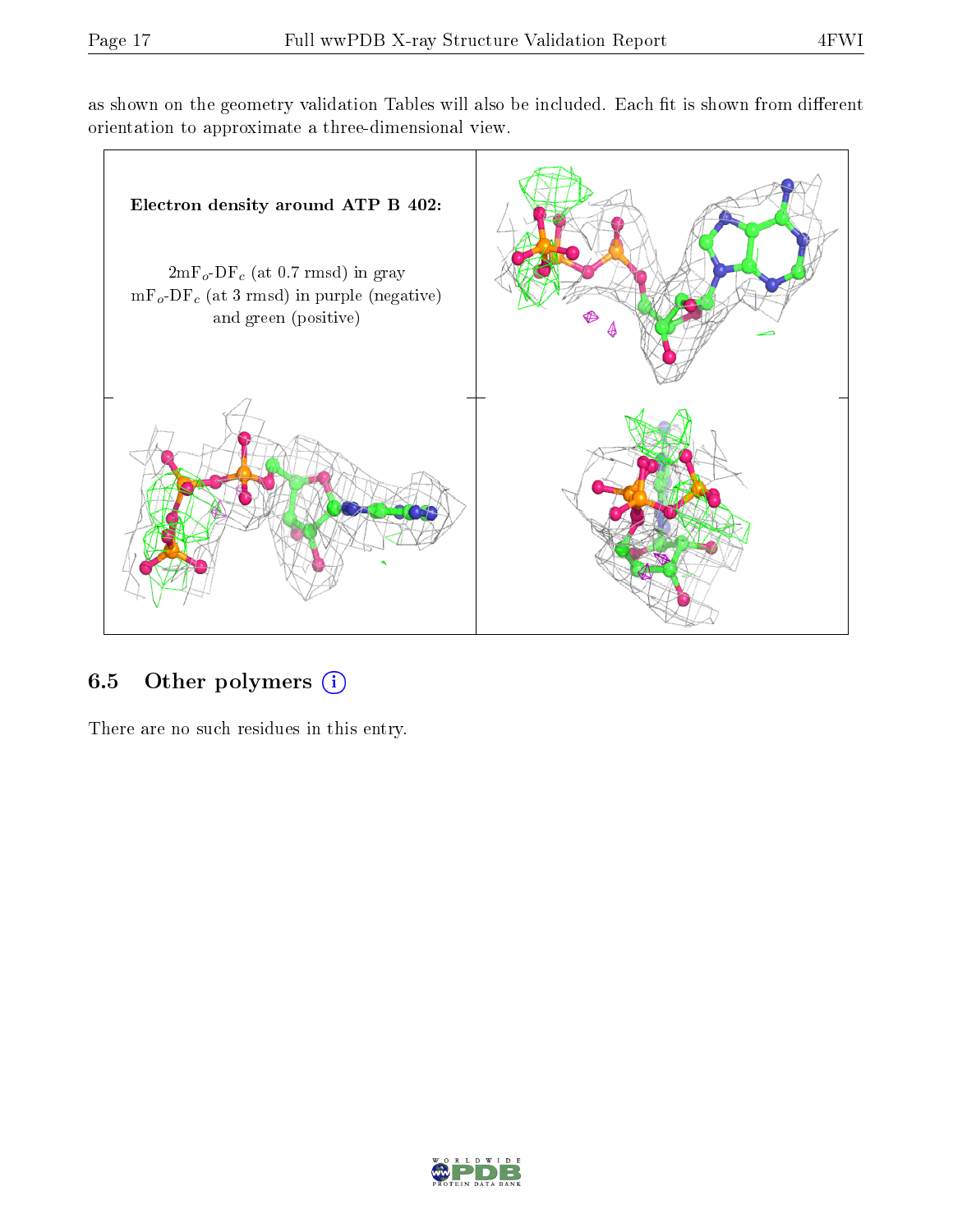as shown on the geometry validation Tables will also be included. Each fit is shown from different orientation to approximate a three-dimensional view.

**Electron density around ATP B 402:**

$2mF_o$-$DF_c$ (at 0.7 rmsd) in gray
$mF_o$-$DF_c$ (at 3 rmsd) in purple (negative) and green (positive)

## 6.5 Other polymers

There are no such residues in this entry.